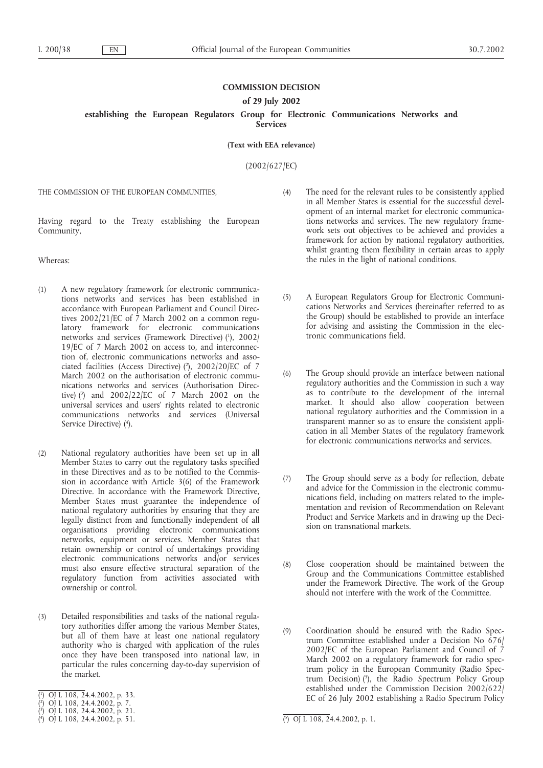**COMMISSION DECISION**

**of 29 July 2002**

**establishing the European Regulators Group for Electronic Communications Networks and Services**

**(Text with EEA relevance)**

(2002/627/EC)

THE COMMISSION OF THE EUROPEAN COMMUNITIES,

Having regard to the Treaty establishing the European Community,

Whereas:

(1) A new regulatory framework for electronic communications networks and services has been established in accordance with European Parliament and Council Directives 2002/21/EC of 7 March 2002 on a common regulatory framework for electronic communications networks and services (Framework Directive) [1], 2002/19/EC of 7 March 2002 on access to, and interconnection of, electronic communications networks and associated facilities (Access Directive) [2], 2002/20/EC of 7 March 2002 on the authorisation of electronic communications networks and services (Authorisation Directive) [3] and 2002/22/EC of 7 March 2002 on the universal services and users' rights related to electronic communications networks and services (Universal Service Directive) [4].

(2) National regulatory authorities have been set up in all Member States to carry out the regulatory tasks specified in these Directives and as to be notified to the Commission in accordance with Article 3(6) of the Framework Directive. In accordance with the Framework Directive, Member States must guarantee the independence of national regulatory authorities by ensuring that they are legally distinct from and functionally independent of all organisations providing electronic communications networks, equipment or services. Member States that retain ownership or control of undertakings providing electronic communications networks and/or services must also ensure effective structural separation of the regulatory function from activities associated with ownership or control.

(3) Detailed responsibilities and tasks of the national regulatory authorities differ among the various Member States, but all of them have at least one national regulatory authority who is charged with application of the rules once they have been transposed into national law, in particular the rules concerning day-to-day supervision of the market.

(4) The need for the relevant rules to be consistently applied in all Member States is essential for the successful development of an internal market for electronic communications networks and services. The new regulatory framework sets out objectives to be achieved and provides a framework for action by national regulatory authorities, whilst granting them flexibility in certain areas to apply the rules in the light of national conditions.

(5) A European Regulators Group for Electronic Communications Networks and Services (hereinafter referred to as the Group) should be established to provide an interface for advising and assisting the Commission in the electronic communications field.

(6) The Group should provide an interface between national regulatory authorities and the Commission in such a way as to contribute to the development of the internal market. It should also allow cooperation between national regulatory authorities and the Commission in a transparent manner so as to ensure the consistent application in all Member States of the regulatory framework for electronic communications networks and services.

(7) The Group should serve as a body for reflection, debate and advice for the Commission in the electronic communications field, including on matters related to the implementation and revision of Recommendation on Relevant Product and Service Markets and in drawing up the Decision on transnational markets.

(8) Close cooperation should be maintained between the Group and the Communications Committee established under the Framework Directive. The work of the Group should not interfere with the work of the Committee.

(9) Coordination should be ensured with the Radio Spectrum Committee established under a Decision No 676/2002/EC of the European Parliament and Council of 7 March 2002 on a regulatory framework for radio spectrum policy in the European Community (Radio Spectrum Decision) [5], the Radio Spectrum Policy Group established under the Commission Decision 2002/622/EC of 26 July 2002 establishing a Radio Spectrum Policy

[1] OJ L 108, 24.4.2002, p. 33.
[2] OJ L 108, 24.4.2002, p. 7.
[3] OJ L 108, 24.4.2002, p. 21.
[4] OJ L 108, 24.4.2002, p. 51.
[5] OJ L 108, 24.4.2002, p. 1.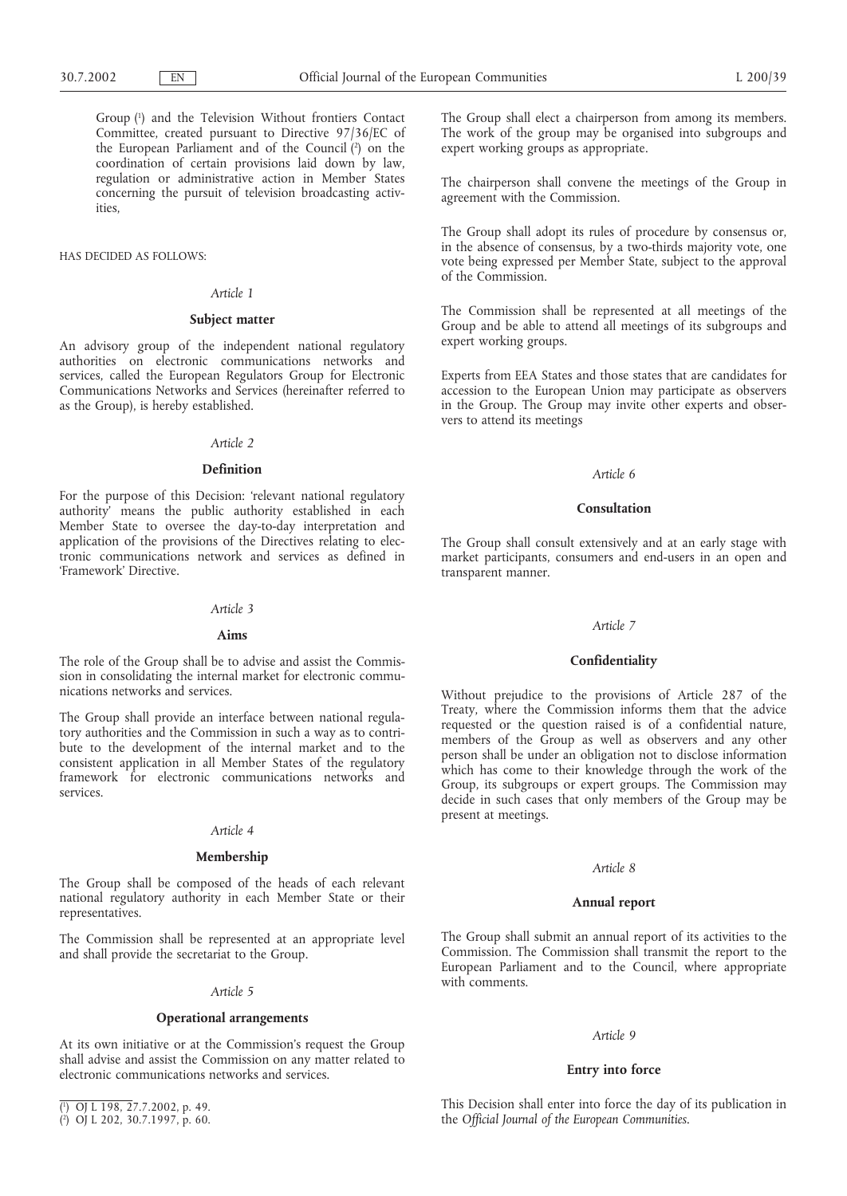Group [1] and the Television Without frontiers Contact Committee, created pursuant to Directive 97/36/EC of the European Parliament and of the Council [2] on the coordination of certain provisions laid down by law, regulation or administrative action in Member States concerning the pursuit of television broadcasting activities,

HAS DECIDED AS FOLLOWS:

*Article 1*

**Subject matter**

An advisory group of the independent national regulatory authorities on electronic communications networks and services, called the European Regulators Group for Electronic Communications Networks and Services (hereinafter referred to as the Group), is hereby established.

*Article 2*

**Definition**

For the purpose of this Decision: 'relevant national regulatory authority' means the public authority established in each Member State to oversee the day-to-day interpretation and application of the provisions of the Directives relating to electronic communications network and services as defined in 'Framework' Directive.

*Article 3*

**Aims**

The role of the Group shall be to advise and assist the Commission in consolidating the internal market for electronic communications networks and services.

The Group shall provide an interface between national regulatory authorities and the Commission in such a way as to contribute to the development of the internal market and to the consistent application in all Member States of the regulatory framework for electronic communications networks and services.

*Article 4*

**Membership**

The Group shall be composed of the heads of each relevant national regulatory authority in each Member State or their representatives.

The Commission shall be represented at an appropriate level and shall provide the secretariat to the Group.

*Article 5*

**Operational arrangements**

At its own initiative or at the Commission's request the Group shall advise and assist the Commission on any matter related to electronic communications networks and services.

The Group shall elect a chairperson from among its members. The work of the group may be organised into subgroups and expert working groups as appropriate.

The chairperson shall convene the meetings of the Group in agreement with the Commission.

The Group shall adopt its rules of procedure by consensus or, in the absence of consensus, by a two-thirds majority vote, one vote being expressed per Member State, subject to the approval of the Commission.

The Commission shall be represented at all meetings of the Group and be able to attend all meetings of its subgroups and expert working groups.

Experts from EEA States and those states that are candidates for accession to the European Union may participate as observers in the Group. The Group may invite other experts and observers to attend its meetings

*Article 6*

**Consultation**

The Group shall consult extensively and at an early stage with market participants, consumers and end-users in an open and transparent manner.

*Article 7*

**Confidentiality**

Without prejudice to the provisions of Article 287 of the Treaty, where the Commission informs them that the advice requested or the question raised is of a confidential nature, members of the Group as well as observers and any other person shall be under an obligation not to disclose information which has come to their knowledge through the work of the Group, its subgroups or expert groups. The Commission may decide in such cases that only members of the Group may be present at meetings.

*Article 8*

**Annual report**

The Group shall submit an annual report of its activities to the Commission. The Commission shall transmit the report to the European Parliament and to the Council, where appropriate with comments.

*Article 9*

**Entry into force**

This Decision shall enter into force the day of its publication in the *Official Journal of the European Communities*.

---

[1] OJ L 198, 27.7.2002, p. 49.

[2] OJ L 202, 30.7.1997, p. 60.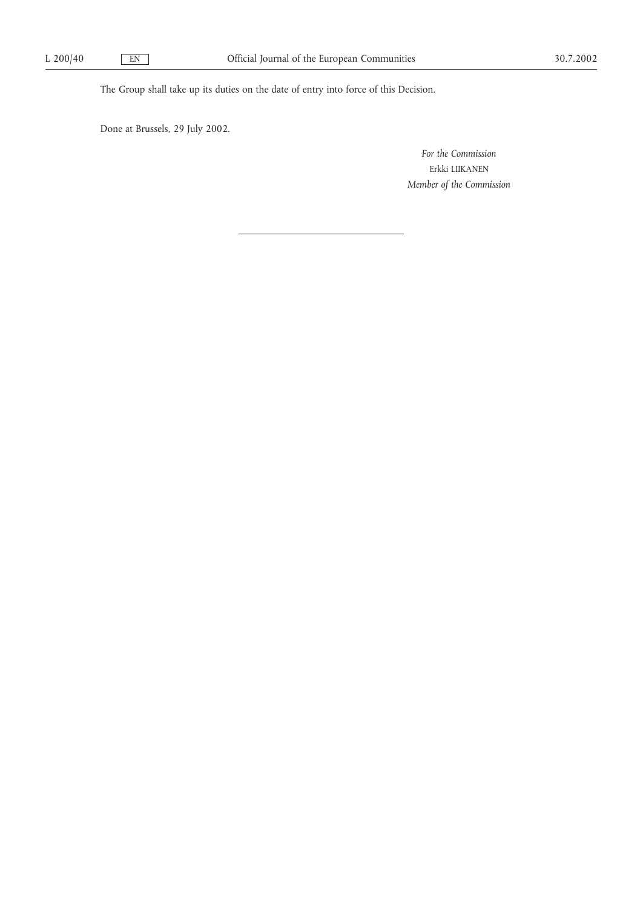The Group shall take up its duties on the date of entry into force of this Decision.

Done at Brussels, 29 July 2002.

*For the Commission*

Erkki LIIKANEN

*Member of the Commission*